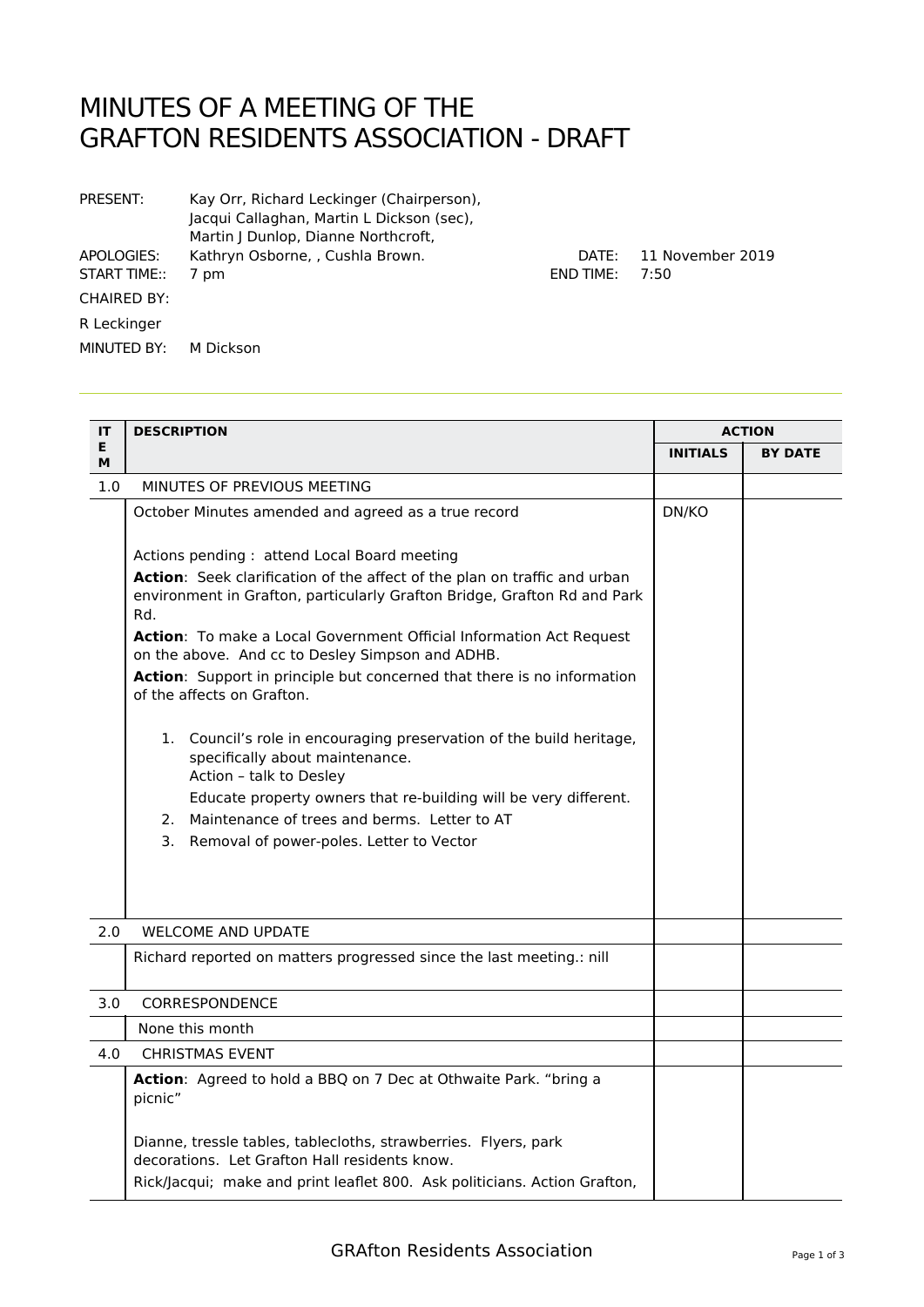# MINUTES OF A MEETING OF THE GRAFTON RESIDENTS ASSOCIATION - DRAFT

PRESENT: Kay Orr, Richard Leckinger (Chairperson), Jacqui Callaghan, Martin L Dickson (sec), Martin J Dunlop, Dianne Northcroft,

APOLOGIES: Kathryn Osborne, , Cushla Brown.

DATE: 11 November 2019

START TIME:: 7 pm

END TIME: 7:50

CHAIRED BY: R Leckinger

MINUTED BY: M Dickson

| ITEM | DESCRIPTION | ACTION | |
|---|---|---|---|
| | | INITIALS | BY DATE |
| 1.0 | MINUTES OF PREVIOUS MEETING | | |
| | October Minutes amended and agreed as a true record<br><br>Actions pending : attend Local Board meeting<br>**Action**: Seek clarification of the affect of the plan on traffic and urban environment in Grafton, particularly Grafton Bridge, Grafton Rd and Park Rd.<br>**Action**: To make a Local Government Official Information Act Request on the above. And cc to Desley Simpson and ADHB.<br>**Action**: Support in principle but concerned that there is no information of the affects on Grafton.<br><br>1. Council's role in encouraging preservation of the build heritage, specifically about maintenance.<br>Action – talk to Desley<br>Educate property owners that re-building will be very different.<br>2. Maintenance of trees and berms. Letter to AT<br>3. Removal of power-poles. Letter to Vector | DN/KO | |
| 2.0 | WELCOME AND UPDATE | | |
| | Richard reported on matters progressed since the last meeting.: nill | | |
| 3.0 | CORRESPONDENCE | | |
| | None this month | | |
| 4.0 | CHRISTMAS EVENT | | |
| | **Action**: Agreed to hold a BBQ on 7 Dec at Othwaite Park. "bring a picnic"<br><br>Dianne, tressle tables, tablecloths, strawberries. Flyers, park decorations. Let Grafton Hall residents know.<br>Rick/Jacqui; make and print leaflet 800. Ask politicians. Action Grafton, | | |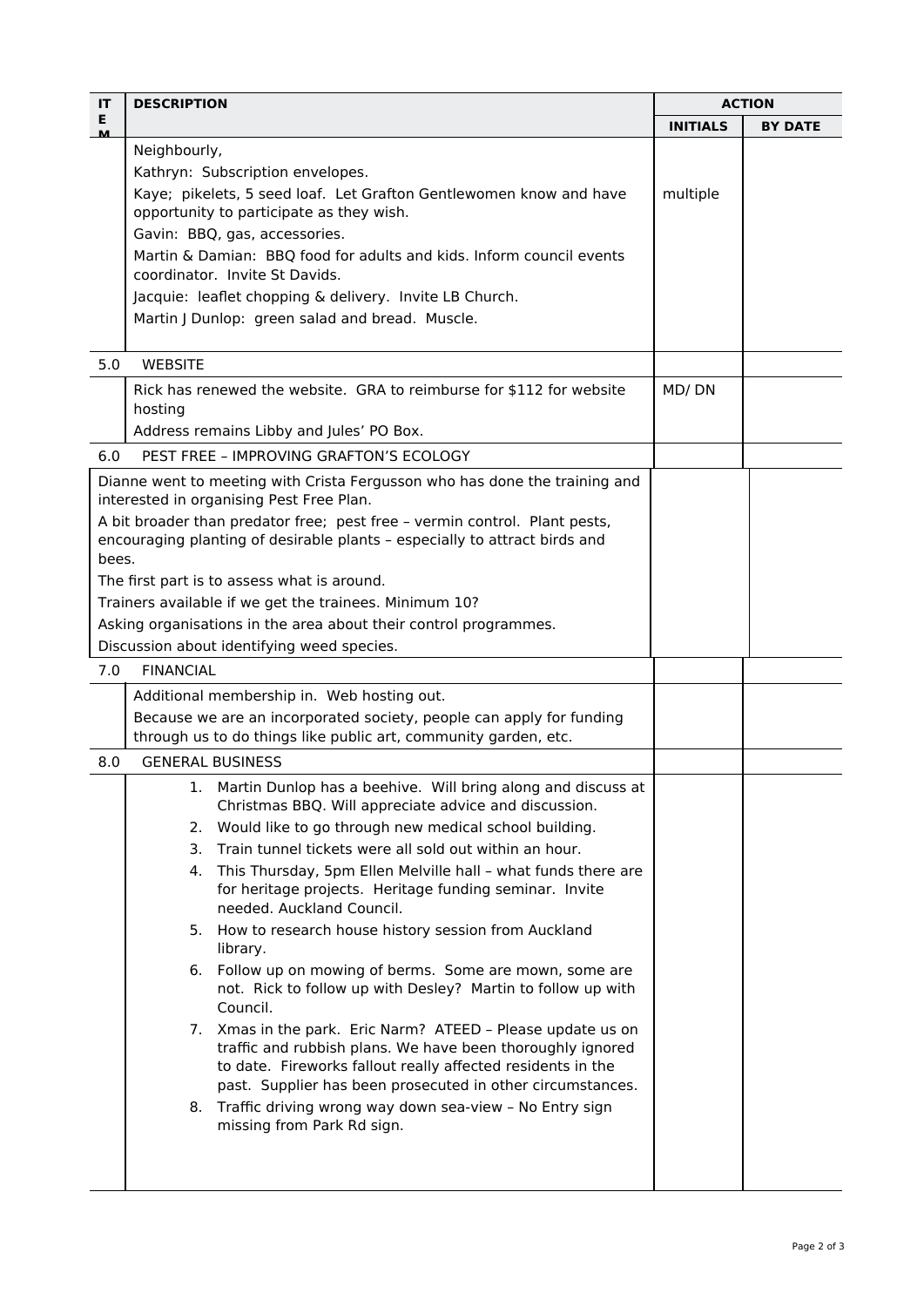| ITEM | DESCRIPTION | ACTION | |
|---|---|---|---|
| | | **INITIALS** | **BY DATE** |
| | Neighbourly,<br>Kathryn: Subscription envelopes.<br>Kaye; pikelets, 5 seed loaf. Let Grafton Gentlewomen know and have opportunity to participate as they wish.<br>Gavin: BBQ, gas, accessories.<br>Martin & Damian: BBQ food for adults and kids. Inform council events coordinator. Invite St Davids.<br>Jacquie: leaflet chopping & delivery. Invite LB Church.<br>Martin J Dunlop: green salad and bread. Muscle. | multiple | |
| 5.0 | WEBSITE | | |
| | Rick has renewed the website. GRA to reimburse for $112 for website hosting<br>Address remains Libby and Jules' PO Box. | MD/ DN | |
| 6.0 | PEST FREE – IMPROVING GRAFTON'S ECOLOGY | | |
| | Dianne went to meeting with Crista Fergusson who has done the training and interested in organising Pest Free Plan.<br>A bit broader than predator free; pest free – vermin control. Plant pests, encouraging planting of desirable plants – especially to attract birds and bees.<br>The first part is to assess what is around.<br>Trainers available if we get the trainees. Minimum 10?<br>Asking organisations in the area about their control programmes.<br>Discussion about identifying weed species. | | |
| 7.0 | FINANCIAL | | |
| | Additional membership in. Web hosting out.<br>Because we are an incorporated society, people can apply for funding through us to do things like public art, community garden, etc. | | |
| 8.0 | GENERAL BUSINESS | | |
| | 1. Martin Dunlop has a beehive. Will bring along and discuss at Christmas BBQ. Will appreciate advice and discussion.<br>2. Would like to go through new medical school building.<br>3. Train tunnel tickets were all sold out within an hour.<br>4. This Thursday, 5pm Ellen Melville hall – what funds there are for heritage projects. Heritage funding seminar. Invite needed. Auckland Council.<br>5. How to research house history session from Auckland library.<br>6. Follow up on mowing of berms. Some are mown, some are not. Rick to follow up with Desley? Martin to follow up with Council.<br>7. Xmas in the park. Eric Narm? ATEED – Please update us on traffic and rubbish plans. We have been thoroughly ignored to date. Fireworks fallout really affected residents in the past. Supplier has been prosecuted in other circumstances.<br>8. Traffic driving wrong way down sea-view – No Entry sign missing from Park Rd sign. | | |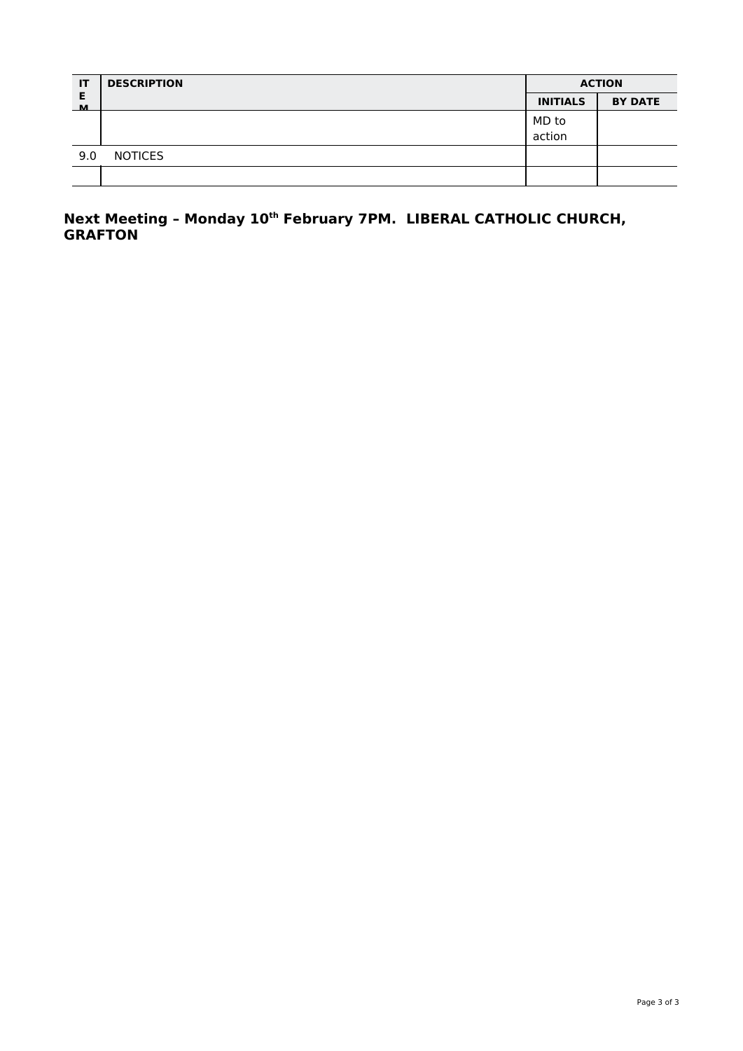| ITEM | DESCRIPTION | ACTION | |
|---|---|---|---|
| | | INITIALS | BY DATE |
| | | MD to action | |
| 9.0 | NOTICES | | |
| | | | |

**Next Meeting – Monday 10th February 7PM. LIBERAL CATHOLIC CHURCH, GRAFTON**